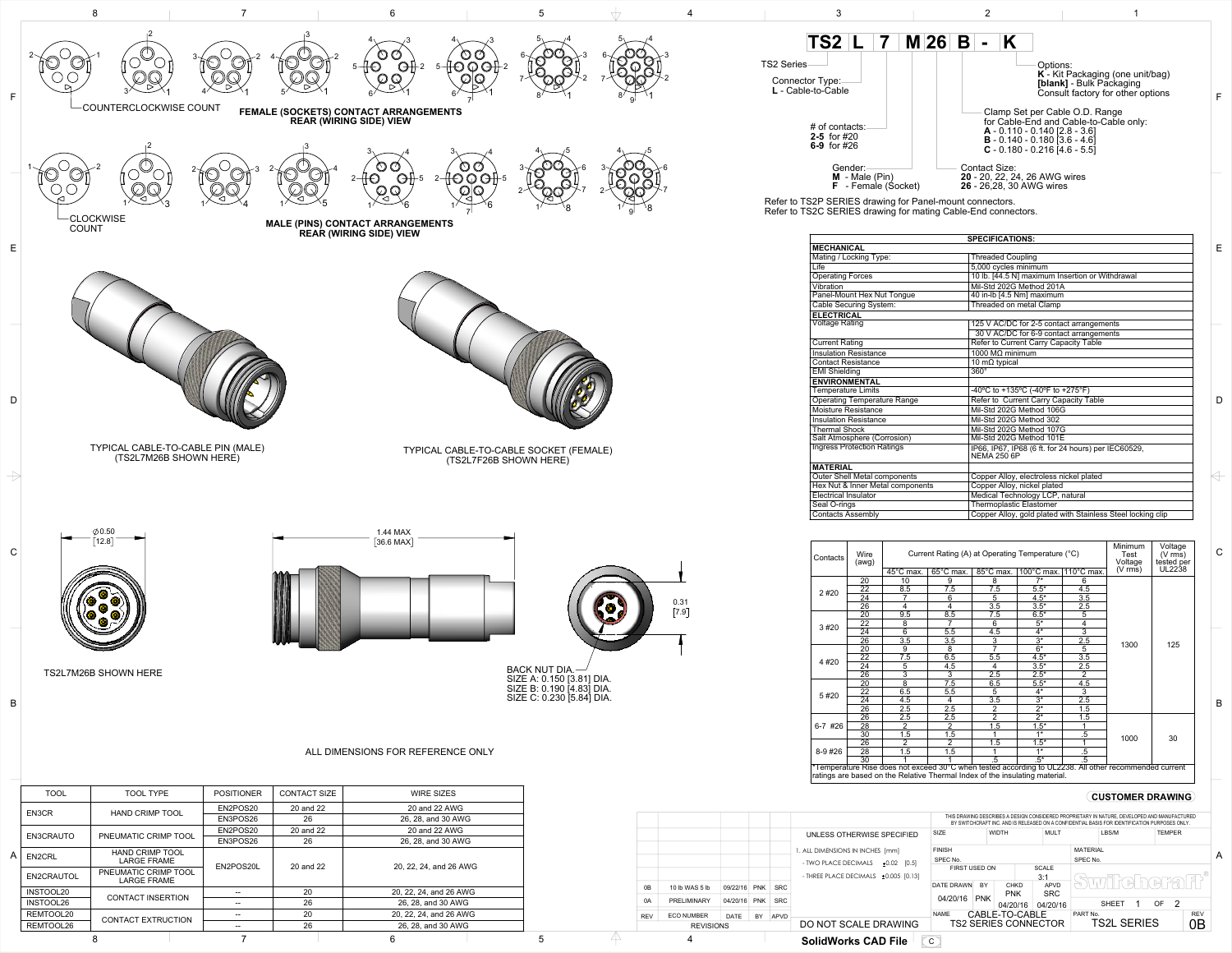# TS2 L 7 M 26 B - K

- TS2 Series
- Connector Type: **L** - Cable-to-Cable
- # of contacts: **2-5** for #20, **6-9** for #26
- Gender: **M** - Male (Pin), **F** - Female (Socket)
- Contact Size: **20** - 20, 22, 24, 26 AWG wires; **26** - 26,28, 30 AWG wires
- Clamp Set per Cable O.D. Range for Cable-End and Cable-to-Cable only: **A** - 0.110 - 0.140 [2.8 - 3.6]; **B** - 0.140 - 0.180 [3.6 - 4.6]; **C** - 0.180 - 0.216 [4.6 - 5.5]
- Options: **K** - Kit Packaging (one unit/bag); **[blank]** - Bulk Packaging; Consult factory for other options

Refer to TS2P SERIES drawing for Panel-mount connectors.
Refer to TS2C SERIES drawing for mating Cable-End connectors.

**FEMALE (SOCKETS) CONTACT ARRANGEMENTS REAR (WIRING SIDE) VIEW** — COUNTERCLOCKWISE COUNT

**MALE (PINS) CONTACT ARRANGEMENTS REAR (WIRING SIDE) VIEW** — CLOCKWISE COUNT

TYPICAL CABLE-TO-CABLE PIN (MALE) (TS2L7M26B SHOWN HERE)

TYPICAL CABLE-TO-CABLE SOCKET (FEMALE) (TS2L7F26B SHOWN HERE)

| SPECIFICATIONS: | |
|---|---|
| **MECHANICAL** | |
| Mating / Locking Type: | Threaded Coupling |
| Life | 5,000 cycles minimum |
| Operating Forces | 10 lb. [44.5 N] maximum Insertion or Withdrawal |
| Vibration | Mil-Std 202G Method 201A |
| Panel-Mount Hex Nut Tongue | 40 in-lb [4.5 Nm] maximum |
| Cable Securing System: | Threaded on metal Clamp |
| **ELECTRICAL** | |
| Voltage Rating | 125 V AC/DC for 2-5 contact arrangements; 30 V AC/DC for 6-9 contact arrangements |
| Current Rating | Refer to Current Carry Capacity Table |
| Insulation Resistance | 1000 MΩ minimum |
| Contact Resistance | 10 mΩ typical |
| EMI Shielding | 360° |
| **ENVIRONMENTAL** | |
| Temperature Limits | -40ºC to +135ºC (-40ºF to +275ºF) |
| Operating Temperature Range | Refer to Current Carry Capacity Table |
| Moisture Resistance | Mil-Std 202G Method 106G |
| Insulation Resistance | Mil-Std 202G Method 302 |
| Thermal Shock | Mil-Std 202G Method 107G |
| Salt Atmosphere (Corrosion) | Mil-Std 202G Method 101E |
| Ingress Protection Ratings | IP66, IP67, IP68 (6 ft. for 24 hours) per IEC60529, NEMA 250 6P |
| **MATERIAL** | |
| Outer Shell Metal components | Copper Alloy, electroless nickel plated |
| Hex Nut & Inner Metal components | Copper Alloy, nickel plated |
| Electrical Insulator | Medical Technology LCP, natural |
| Seal O-rings | Thermoplastic Elastomer |
| Contacts Assembly | Copper Alloy, gold plated with Stainless Steel locking clip |

| Contacts | Wire (awg) | Current Rating (A) at Operating Temperature (°C) 45°C max. | 65°C max. | 85°C max. | 100°C max. | 110°C max. | Minimum Test Voltage (V rms) | Voltage (V rms) tested per UL2238 |
|---|---|---|---|---|---|---|---|---|
| 2 #20 | 20 | 10 | 9 | 8 | 7* | 6 | 1300 | 125 |
| | 22 | 8.5 | 7.5 | 7.5 | 5.5* | 4.5 | | |
| | 24 | 7 | 6 | 5 | 4.5* | 3.5 | | |
| | 26 | 4 | 4 | 3.5 | 3.5* | 2.5 | | |
| 3 #20 | 20 | 9.5 | 8.5 | 7.5 | 6.5* | 5 | | |
| | 22 | 8 | 7 | 6 | 5* | 4 | | |
| | 24 | 6 | 5.5 | 4.5 | 4* | 3 | | |
| | 26 | 3.5 | 3.5 | 3 | 3* | 2.5 | | |
| 4 #20 | 20 | 9 | 8 | 7 | 6* | 5 | | |
| | 22 | 7.5 | 6.5 | 5.5 | 4.5* | 3.5 | | |
| | 24 | 5 | 4.5 | 4 | 3.5* | 2.5 | | |
| | 26 | 3 | 3 | 2.5 | 2.5* | 2 | | |
| 5 #20 | 20 | 8 | 7.5 | 6.5 | 5.5* | 4.5 | | |
| | 22 | 6.5 | 5.5 | 5 | 4* | 3 | | |
| | 24 | 4.5 | 4 | 3.5 | 3* | 2.5 | | |
| | 26 | 2.5 | 2.5 | 2 | 2* | 1.5 | | |
| 6-7 #26 | 26 | 2.5 | 2.5 | 2 | 2* | 1.5 | 1000 | 30 |
| | 28 | 2 | 2 | 1.5 | 1.5* | 1 | | |
| | 30 | 1.5 | 1.5 | 1 | 1* | .5 | | |
| 8-9 #26 | 26 | 2 | 2 | 1.5 | 1.5* | 1 | | |
| | 28 | 1.5 | 1.5 | 1 | 1* | .5 | | |
| | 30 | 1 | 1 | .5 | .5* | .5 | | |

*Temperature Rise does not exceed 30°C when tested according to UL2238. All other recommended current ratings are based on the Relative Thermal Index of the insulating material.

∅0.50 [12.8]

TS2L7M26B SHOWN HERE

1.44 MAX [36.6 MAX]

0.31 [7.9]

BACK NUT DIA.
SIZE A: 0.150 [3.81] DIA.
SIZE B: 0.190 [4.83] DIA.
SIZE C: 0.230 [5.84] DIA.

ALL DIMENSIONS FOR REFERENCE ONLY

| TOOL | TOOL TYPE | POSITIONER | CONTACT SIZE | WIRE SIZES |
|---|---|---|---|---|
| EN3CR | HAND CRIMP TOOL | EN2POS20 | 20 and 22 | 20 and 22 AWG |
| | | EN3POS26 | 26 | 26, 28, and 30 AWG |
| EN3CRAUTO | PNEUMATIC CRIMP TOOL | EN2POS20 | 20 and 22 | 20 and 22 AWG |
| | | EN3POS26 | 26 | 26, 28, and 30 AWG |
| EN2CRL | HAND CRIMP TOOL LARGE FRAME | EN2POS20L | 20 and 22 | 20, 22, 24, and 26 AWG |
| EN2CRAUTOL | PNEUMATIC CRIMP TOOL LARGE FRAME | | | |
| INSTOOL20 | CONTACT INSERTION | -- | 20 | 20, 22, 24, and 26 AWG |
| INSTOOL26 | | -- | 26 | 26, 28, and 30 AWG |
| REMTOOL20 | CONTACT EXTRUCTION | -- | 20 | 20, 22, 24, and 26 AWG |
| REMTOOL26 | | -- | 26 | 26, 28, and 30 AWG |

| REV | ECO NUMBER | DATE | BY | APVD |
|---|---|---|---|---|
| 0B | 10 lb WAS 5 lb | 09/22/16 | PNK | SRC |
| 0A | PRELIMINARY | 04/20/16 | PNK | SRC |

REVISIONS

CUSTOMER DRAWING

THIS DRAWING DESCRIBES A DESIGN CONSIDERED PROPRIETARY IN NATURE, DEVELOPED AND MANUFACTURED BY SWITCHCRAFT INC. AND IS RELEASED ON A CONFIDENTIAL BASIS FOR IDENTIFICATION PURPOSES ONLY.

UNLESS OTHERWISE SPECIFIED
1. ALL DIMENSIONS IN INCHES [mm]
- TWO PLACE DECIMALS ±0.02 [0.5]
- THREE PLACE DECIMALS ±0.005 [0.13]

SCALE 3:1 — DATE DRAWN 04/20/16 — BY PNK — CHKD PNK 04/20/16 — APVD SRC 04/20/16

NAME: CABLE-TO-CABLE TS2 SERIES CONNECTOR — PART No. TS2L SERIES — REV 0B — SHEET 1 OF 2

DO NOT SCALE DRAWING

SolidWorks CAD File C

Switchcraft®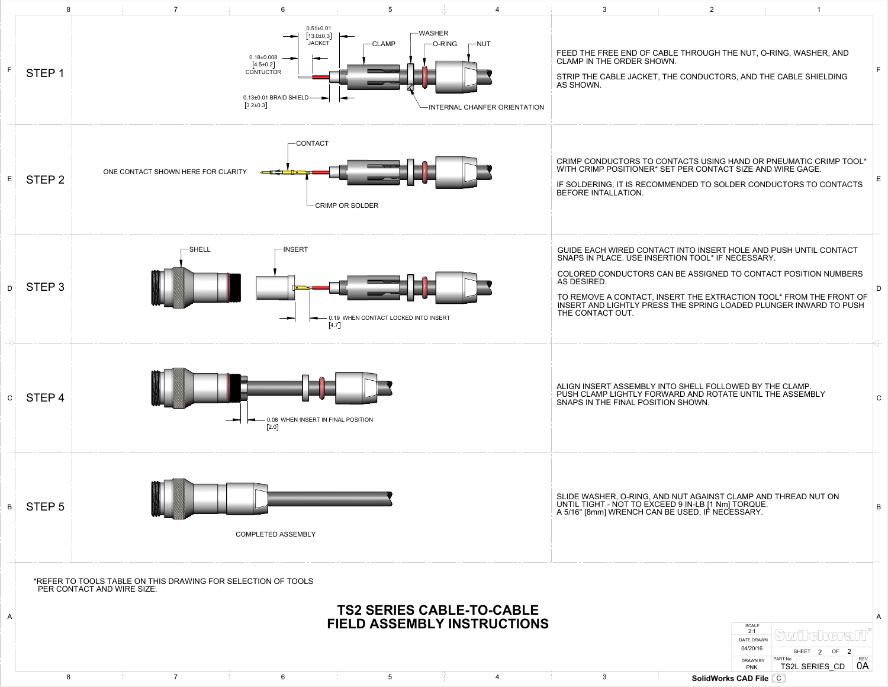## STEP 1

0.51±0.01 [13.0±0.3] JACKET

0.18±0.008 [4.5±0.2] CONTUCTOR

0.13±0.01 BRAID SHIELD [3.2±0.3]

CLAMP

WASHER

O-RING

NUT

INTERNAL CHANFER ORIENTATION

FEED THE FREE END OF CABLE THROUGH THE NUT, O-RING, WASHER, AND CLAMP IN THE ORDER SHOWN.

STRIP THE CABLE JACKET, THE CONDUCTORS, AND THE CABLE SHIELDING AS SHOWN.

## STEP 2

ONE CONTACT SHOWN HERE FOR CLARITY

CONTACT

CRIMP OR SOLDER

CRIMP CONDUCTORS TO CONTACTS USING HAND OR PNEUMATIC CRIMP TOOL* WITH CRIMP POSITIONER* SET PER CONTACT SIZE AND WIRE GAGE.

IF SOLDERING, IT IS RECOMMENDED TO SOLDER CONDUCTORS TO CONTACTS BEFORE INTALLATION.

## STEP 3

SHELL

INSERT

0.19 WHEN CONTACT LOCKED INTO INSERT [4.7]

GUIDE EACH WIRED CONTACT INTO INSERT HOLE AND PUSH UNTIL CONTACT SNAPS IN PLACE. USE INSERTION TOOL* IF NECESSARY.

COLORED CONDUCTORS CAN BE ASSIGNED TO CONTACT POSITION NUMBERS AS DESIRED.

TO REMOVE A CONTACT, INSERT THE EXTRACTION TOOL* FROM THE FRONT OF INSERT AND LIGHTLY PRESS THE SPRING LOADED PLUNGER INWARD TO PUSH THE CONTACT OUT.

## STEP 4

0.08 WHEN INSERT IN FINAL POSITION [2.0]

ALIGN INSERT ASSEMBLY INTO SHELL FOLLOWED BY THE CLAMP.
PUSH CLAMP LIGHTLY FORWARD AND ROTATE UNTIL THE ASSEMBLY SNAPS IN THE FINAL POSITION SHOWN.

## STEP 5

COMPLETED ASSEMBLY

SLIDE WASHER, O-RING, AND NUT AGAINST CLAMP AND THREAD NUT ON UNTIL TIGHT - NOT TO EXCEED 9 IN-LB [1 Nm] TORQUE.
A 5/16" [8mm] WRENCH CAN BE USED, IF NECESSARY.

*REFER TO TOOLS TABLE ON THIS DRAWING FOR SELECTION OF TOOLS PER CONTACT AND WIRE SIZE.

# TS2 SERIES CABLE-TO-CABLE FIELD ASSEMBLY INSTRUCTIONS

SCALE 2:1

DATE DRAWN 04/20/16

DRAWN BY PNK

Switchcraft®

SHEET 2 OF 2

PART No. TS2L SERIES_CD

REV 0A

SolidWorks CAD File C